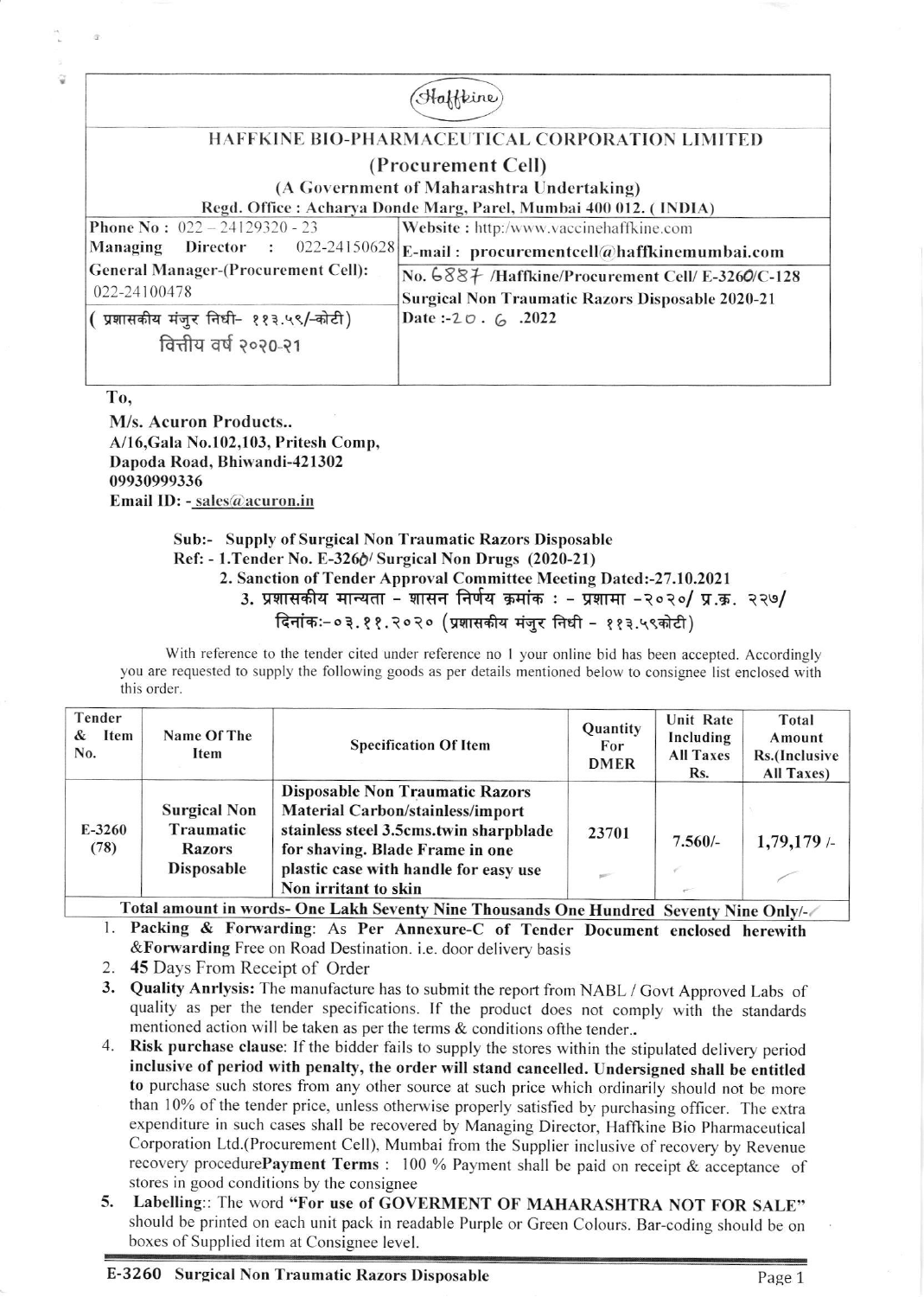(Haffkine)

# HAFFKINE BIO-PHARMACEUTICAL CORPORATION LIMITED

## (Procurement Cell)

**(A Government of Maharashtra Undertaking)**

**Regd. Office : Acharya Donde Marg, Parel, Mumbai 400 012. ( INDIA)**

| | |
|---|---|
| **Phone No :** 022 – 24129320 - 23 | **Website :** http://www.vaccinehaffkine.com |
| **Managing Director :** 022-24150628 | **E-mail : procurementcell@haffkinemumbai.com** |
| **General Manager-(Procurement Cell):** 022-24100478 | **No. 6887 /Haffkine/Procurement Cell/ E-3260/C-128** **Surgical Non Traumatic Razors Disposable 2020-21** |
| ( प्रशासकीय मंजुर निधी- ११३.५९/-कोटी ) वित्तीय वर्ष २०२०-२१ | Date :-20 . 6 .2022 |

**To,**

**M/s. Acuron Products..**
**A/16,Gala No.102,103, Pritesh Comp,**
**Dapoda Road, Bhiwandi-421302**
**09930999336**
**Email ID: - sales@acuron.in**

**Sub:- Supply of Surgical Non Traumatic Razors Disposable**
**Ref: - 1.Tender No. E-3260/ Surgical Non Drugs (2020-21)**
**2. Sanction of Tender Approval Committee Meeting Dated:-27.10.2021**
**3. प्रशासकीय मान्यता - शासन निर्णय क्रमांक : - प्रशामा -२०२०/ प्र.क्र. २२७/ दिनांक:-०३.११.२०२० (प्रशासकीय मंजुर निधी - ११३.५९कोटी)**

With reference to the tender cited under reference no 1 your online bid has been accepted. Accordingly you are requested to supply the following goods as per details mentioned below to consignee list enclosed with this order.

| Tender & Item No. | Name Of The Item | Specification Of Item | Quantity For DMER | Unit Rate Including All Taxes Rs. | Total Amount Rs.(Inclusive All Taxes) |
|---|---|---|---|---|---|
| E-3260 (78) | **Surgical Non Traumatic Razors Disposable** | **Disposable Non Traumatic Razors Material Carbon/stainless/import stainless steel 3.5cms.twin sharpblade for shaving. Blade Frame in one plastic case with handle for easy use Non irritant to skin** | 23701 | 7.560/- | 1,79,179 /- |
| **Total amount in words- One Lakh Seventy Nine Thousands One Hundred Seventy Nine Only/-** | | | | | |

1. **Packing & Forwarding**: As **Per Annexure-C of Tender Document enclosed herewith &Forwarding** Free on Road Destination. i.e. door delivery basis
2. **45** Days From Receipt of Order
3. **Quality Anrlysis:** The manufacture has to submit the report from NABL / Govt Approved Labs of quality as per the tender specifications. If the product does not comply with the standards mentioned action will be taken as per the terms & conditions ofthe tender..
4. **Risk purchase clause**: If the bidder fails to supply the stores within the stipulated delivery period **inclusive of period with penalty, the order will stand cancelled. Undersigned shall be entitled to** purchase such stores from any other source at such price which ordinarily should not be more than 10% of the tender price, unless otherwise properly satisfied by purchasing officer. The extra expenditure in such cases shall be recovered by Managing Director, Haffkine Bio Pharmaceutical Corporation Ltd.(Procurement Cell), Mumbai from the Supplier inclusive of recovery by Revenue recovery procedure**Payment Terms** : 100 % Payment shall be paid on receipt & acceptance of stores in good conditions by the consignee
5. **Labelling**:: The word **"For use of GOVERMENT OF MAHARASHTRA NOT FOR SALE"** should be printed on each unit pack in readable Purple or Green Colours. Bar-coding should be on boxes of Supplied item at Consignee level.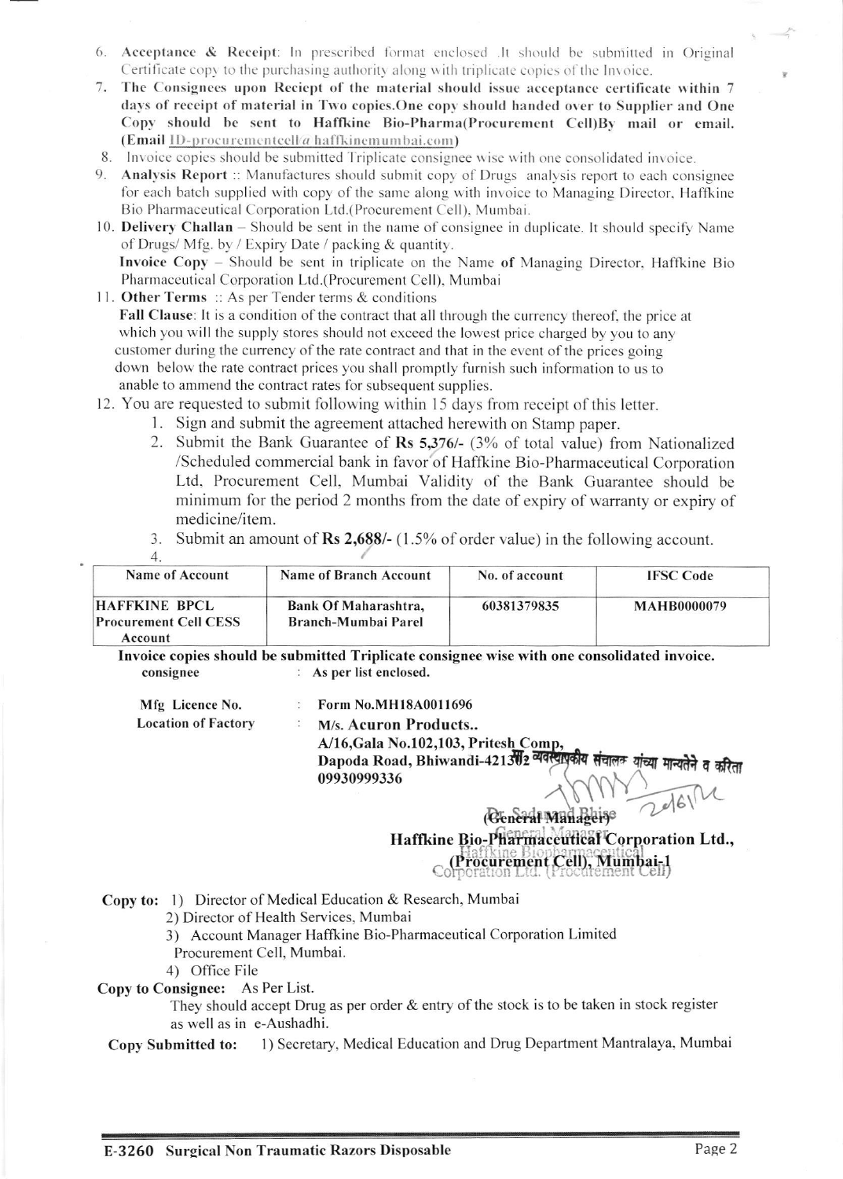6. **Acceptance & Receipt**: In prescribed format enclosed .It should be submitted in Original Certificate copy to the purchasing authority along with triplicate copies of the Invoice.
7. **The Consignees upon Reciept of the material should issue acceptance certificate within 7 days of receipt of material in Two copies.One copy should handed over to Supplier and One Copy should be sent to Haffkine Bio-Pharma(Procurement Cell)By mail or email. (Email ID-procurementcell@haffkinemumbai.com)**
8. Invoice copies should be submitted Triplicate consignee wise with one consolidated invoice.
9. **Analysis Report** :: Manufactures should submit copy of Drugs analysis report to each consignee for each batch supplied with copy of the same along with invoice to Managing Director, Haffkine Bio Pharmaceutical Corporation Ltd.(Procurement Cell), Mumbai.
10. **Delivery Challan** – Should be sent in the name of consignee in duplicate. It should specify Name of Drugs/ Mfg. by / Expiry Date / packing & quantity.
    **Invoice Copy** – Should be sent in triplicate on the Name **of** Managing Director, Haffkine Bio Pharmaceutical Corporation Ltd.(Procurement Cell), Mumbai
11. **Other Terms** :: As per Tender terms & conditions
    **Fall Clause**: It is a condition of the contract that all through the currency thereof, the price at which you will the supply stores should not exceed the lowest price charged by you to any customer during the currency of the rate contract and that in the event of the prices going down below the rate contract prices you shall promptly furnish such information to us to anable to ammend the contract rates for subsequent supplies.
12. You are requested to submit following within 15 days from receipt of this letter.
    1. Sign and submit the agreement attached herewith on Stamp paper.
    2. Submit the Bank Guarantee of **Rs 5,376/-** (3% of total value) from Nationalized /Scheduled commercial bank in favor of Haffkine Bio-Pharmaceutical Corporation Ltd, Procurement Cell, Mumbai Validity of the Bank Guarantee should be minimum for the period 2 months from the date of expiry of warranty or expiry of medicine/item.
    3. Submit an amount of **Rs 2,688/-** (1.5% of order value) in the following account.
    4.

| Name of Account | Name of Branch Account | No. of account | IFSC Code |
|---|---|---|---|
| **HAFFKINE BPCL Procurement Cell CESS Account** | **Bank Of Maharashtra, Branch-Mumbai Parel** | 60381379835 | **MAHB0000079** |

**Invoice copies should be submitted Triplicate consignee wise with one consolidated invoice.**

**consignee** : **As per list enclosed.**

**Mfg Licence No.** : **Form No.MH18A0011696**

**Location of Factory** : **M/s. Acuron Products..**
**A/16,Gala No.102,103, Pritesh Comp,**
**Dapoda Road, Bhiwandi-421302**
**09930999336**

व्यवस्थापकीय संचालक यांच्या मान्यतेने व करिता

(General Manager)

**Haffkine Bio-Pharmaceutical Corporation Ltd.,**
**(Procurement Cell), Mumbai-1**

**Copy to:** 1) Director of Medical Education & Research, Mumbai
2) Director of Health Services, Mumbai
3) Account Manager Haffkine Bio-Pharmaceutical Corporation Limited Procurement Cell, Mumbai.
4) Office File

**Copy to Consignee:** As Per List.
They should accept Drug as per order & entry of the stock is to be taken in stock register as well as in e-Aushadhi.

**Copy Submitted to:** 1) Secretary, Medical Education and Drug Department Mantralaya, Mumbai

**E-3260 Surgical Non Traumatic Razors Disposable**